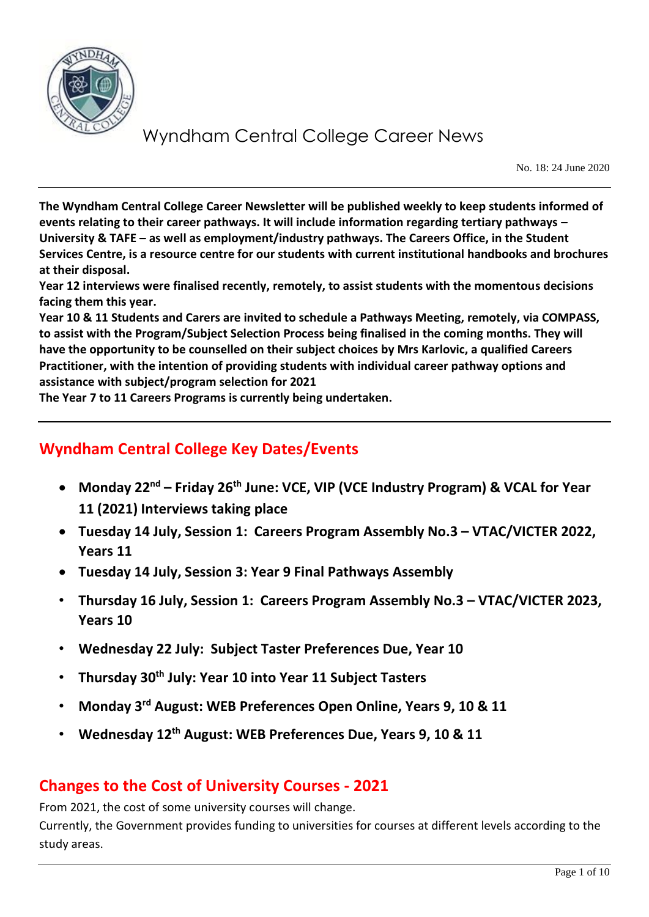// Wyndham Central College Career News

No. 18: 24 June 2020

**The Wyndham Central College Career Newsletter will be published weekly to keep students informed of events relating to their career pathways. It will include information regarding tertiary pathways – University & TAFE – as well as employment/industry pathways. The Careers Office, in the Student Services Centre, is a resource centre for our students with current institutional handbooks and brochures at their disposal.**

**Year 12 interviews were finalised recently, remotely, to assist students with the momentous decisions facing them this year.**

**Year 10 & 11 Students and Carers are invited to schedule a Pathways Meeting, remotely, via COMPASS, to assist with the Program/Subject Selection Process being finalised in the coming months. They will have the opportunity to be counselled on their subject choices by Mrs Karlovic, a qualified Careers Practitioner, with the intention of providing students with individual career pathway options and assistance with subject/program selection for 2021**

**The Year 7 to 11 Careers Programs is currently being undertaken.**

## Wyndham Central College Key Dates/Events

- **Monday 22nd – Friday 26th June: VCE, VIP (VCE Industry Program) & VCAL for Year 11 (2021) Interviews taking place**
- **Tuesday 14 July, Session 1: Careers Program Assembly No.3 – VTAC/VICTER 2022, Years 11**
- **Tuesday 14 July, Session 3: Year 9 Final Pathways Assembly**
- **Thursday 16 July, Session 1: Careers Program Assembly No.3 – VTAC/VICTER 2023, Years 10**
- **Wednesday 22 July: Subject Taster Preferences Due, Year 10**
- **Thursday 30th July: Year 10 into Year 11 Subject Tasters**
- **Monday 3rd August: WEB Preferences Open Online, Years 9, 10 & 11**
- **Wednesday 12th August: WEB Preferences Due, Years 9, 10 & 11**

## Changes to the Cost of University Courses - 2021

From 2021, the cost of some university courses will change.

Currently, the Government provides funding to universities for courses at different levels according to the study areas.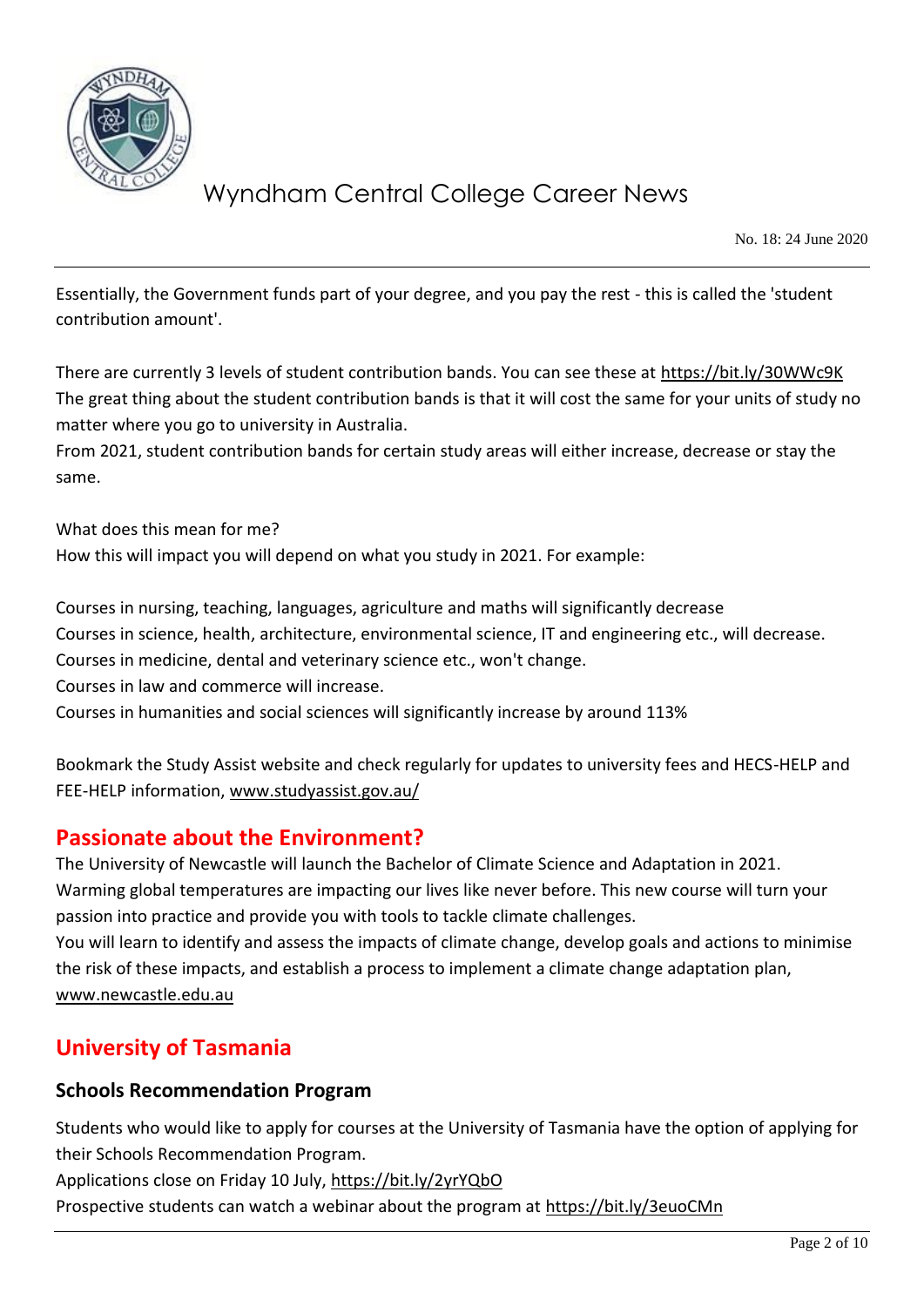Essentially, the Government funds part of your degree, and you pay the rest - this is called the 'student contribution amount'.

There are currently 3 levels of student contribution bands. You can see these at https://bit.ly/30WWc9K
The great thing about the student contribution bands is that it will cost the same for your units of study no matter where you go to university in Australia.
From 2021, student contribution bands for certain study areas will either increase, decrease or stay the same.

What does this mean for me?
How this will impact you will depend on what you study in 2021. For example:

Courses in nursing, teaching, languages, agriculture and maths will significantly decrease
Courses in science, health, architecture, environmental science, IT and engineering etc., will decrease.
Courses in medicine, dental and veterinary science etc., won't change.
Courses in law and commerce will increase.
Courses in humanities and social sciences will significantly increase by around 113%

Bookmark the Study Assist website and check regularly for updates to university fees and HECS-HELP and FEE-HELP information, www.studyassist.gov.au/

## Passionate about the Environment?

The University of Newcastle will launch the Bachelor of Climate Science and Adaptation in 2021.
Warming global temperatures are impacting our lives like never before. This new course will turn your passion into practice and provide you with tools to tackle climate challenges.
You will learn to identify and assess the impacts of climate change, develop goals and actions to minimise the risk of these impacts, and establish a process to implement a climate change adaptation plan, www.newcastle.edu.au

## University of Tasmania

### Schools Recommendation Program

Students who would like to apply for courses at the University of Tasmania have the option of applying for their Schools Recommendation Program.
Applications close on Friday 10 July, https://bit.ly/2yrYQbO
Prospective students can watch a webinar about the program at https://bit.ly/3euoCMn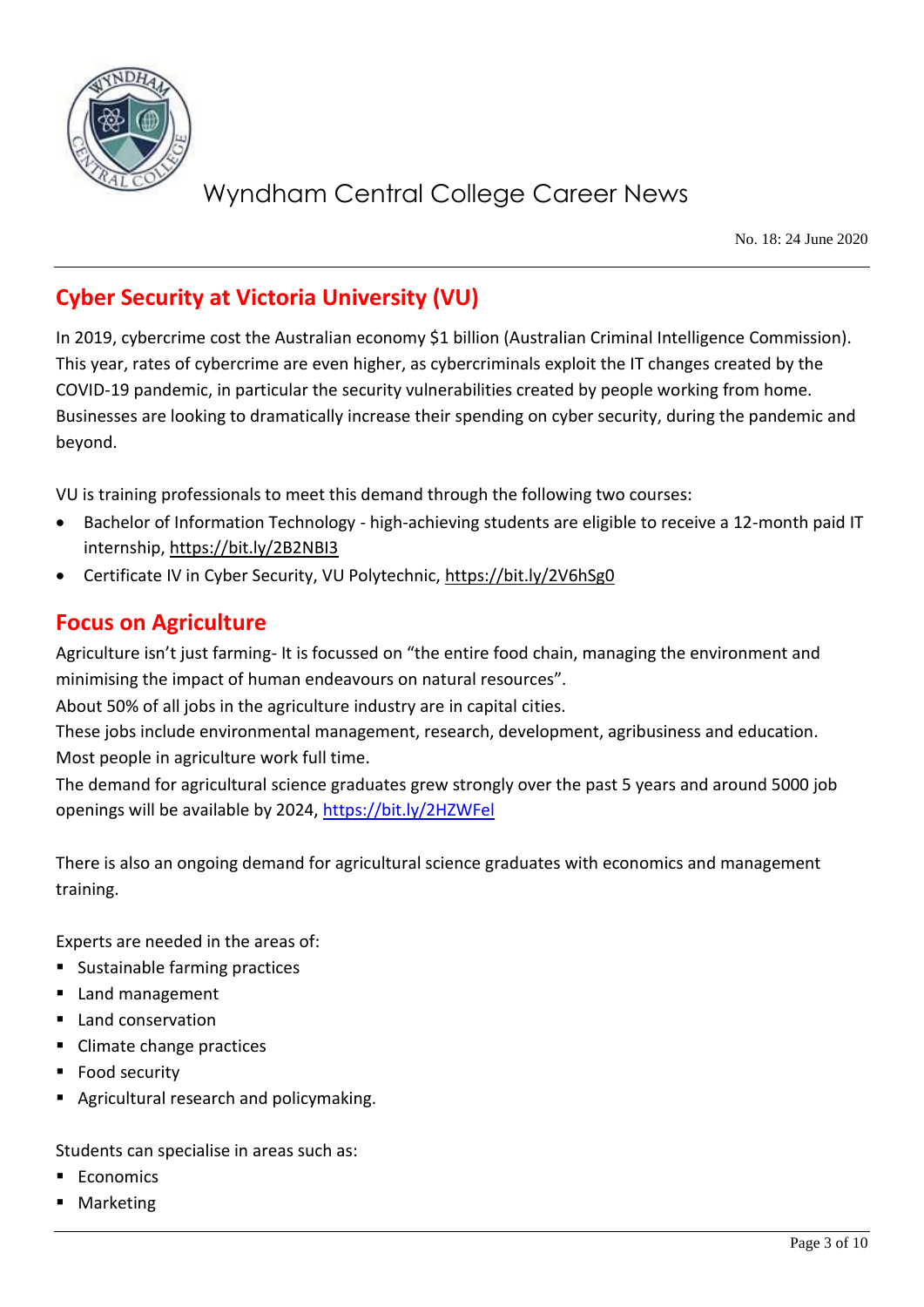## Cyber Security at Victoria University (VU)

In 2019, cybercrime cost the Australian economy $1 billion (Australian Criminal Intelligence Commission). This year, rates of cybercrime are even higher, as cybercriminals exploit the IT changes created by the COVID-19 pandemic, in particular the security vulnerabilities created by people working from home. Businesses are looking to dramatically increase their spending on cyber security, during the pandemic and beyond.

VU is training professionals to meet this demand through the following two courses:

- Bachelor of Information Technology - high-achieving students are eligible to receive a 12-month paid IT internship, https://bit.ly/2B2NBI3
- Certificate IV in Cyber Security, VU Polytechnic, https://bit.ly/2V6hSg0

## Focus on Agriculture

Agriculture isn't just farming- It is focussed on "the entire food chain, managing the environment and minimising the impact of human endeavours on natural resources".
About 50% of all jobs in the agriculture industry are in capital cities.
These jobs include environmental management, research, development, agribusiness and education.
Most people in agriculture work full time.
The demand for agricultural science graduates grew strongly over the past 5 years and around 5000 job openings will be available by 2024, https://bit.ly/2HZWFel

There is also an ongoing demand for agricultural science graduates with economics and management training.

Experts are needed in the areas of:

- Sustainable farming practices
- Land management
- Land conservation
- Climate change practices
- Food security
- Agricultural research and policymaking.

Students can specialise in areas such as:

- Economics
- Marketing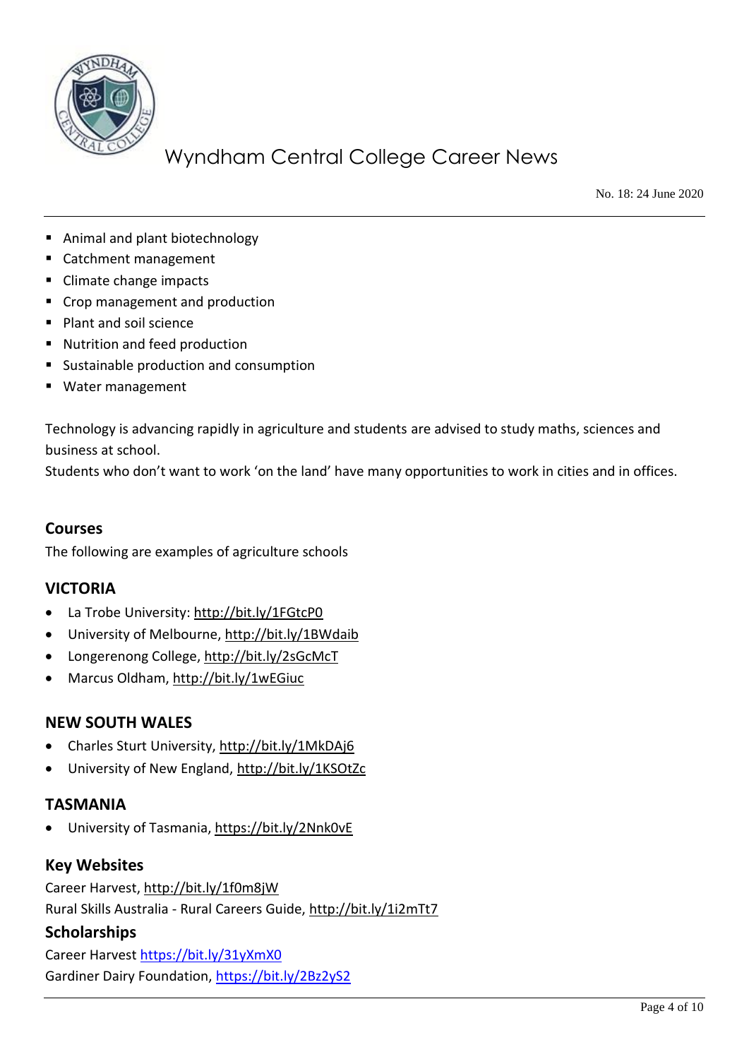- Animal and plant biotechnology
- Catchment management
- Climate change impacts
- Crop management and production
- Plant and soil science
- Nutrition and feed production
- Sustainable production and consumption
- Water management

Technology is advancing rapidly in agriculture and students are advised to study maths, sciences and business at school.
Students who don't want to work 'on the land' have many opportunities to work in cities and in offices.

### Courses

The following are examples of agriculture schools

### VICTORIA

- La Trobe University: http://bit.ly/1FGtcP0
- University of Melbourne, http://bit.ly/1BWdaib
- Longerenong College, http://bit.ly/2sGcMcT
- Marcus Oldham, http://bit.ly/1wEGiuc

### NEW SOUTH WALES

- Charles Sturt University, http://bit.ly/1MkDAj6
- University of New England, http://bit.ly/1KSOtZc

### TASMANIA

- University of Tasmania, https://bit.ly/2Nnk0vE

### Key Websites

Career Harvest, http://bit.ly/1f0m8jW
Rural Skills Australia - Rural Careers Guide, http://bit.ly/1i2mTt7

### Scholarships

Career Harvest https://bit.ly/31yXmX0
Gardiner Dairy Foundation, https://bit.ly/2Bz2yS2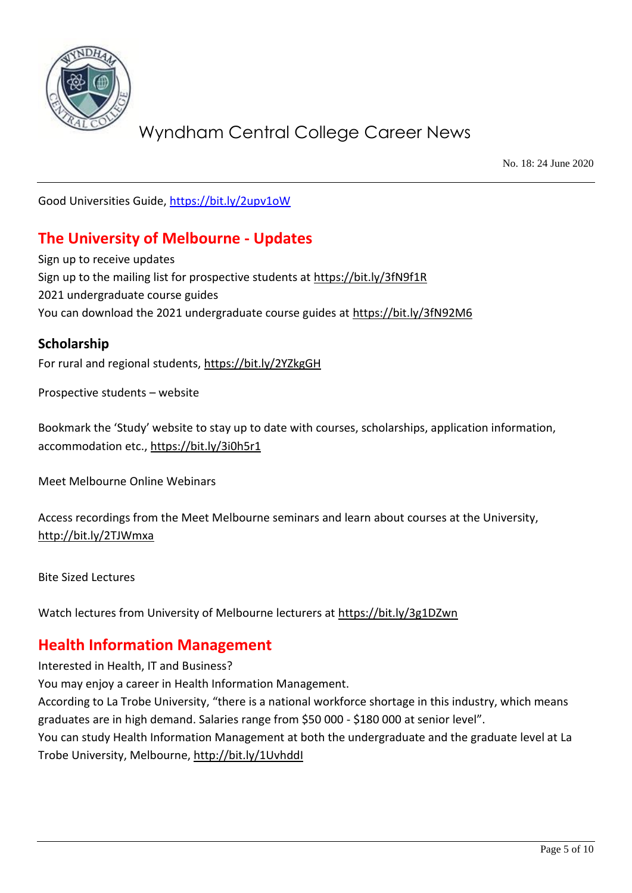Good Universities Guide, https://bit.ly/2upv1oW

## The University of Melbourne - Updates

Sign up to receive updates
Sign up to the mailing list for prospective students at https://bit.ly/3fN9f1R
2021 undergraduate course guides
You can download the 2021 undergraduate course guides at https://bit.ly/3fN92M6

### Scholarship

For rural and regional students, https://bit.ly/2YZkgGH

Prospective students – website

Bookmark the 'Study' website to stay up to date with courses, scholarships, application information, accommodation etc., https://bit.ly/3i0h5r1

Meet Melbourne Online Webinars

Access recordings from the Meet Melbourne seminars and learn about courses at the University, http://bit.ly/2TJWmxa

Bite Sized Lectures

Watch lectures from University of Melbourne lecturers at https://bit.ly/3g1DZwn

## Health Information Management

Interested in Health, IT and Business?
You may enjoy a career in Health Information Management.
According to La Trobe University, "there is a national workforce shortage in this industry, which means graduates are in high demand. Salaries range from $50 000 - $180 000 at senior level".
You can study Health Information Management at both the undergraduate and the graduate level at La Trobe University, Melbourne, http://bit.ly/1UvhddI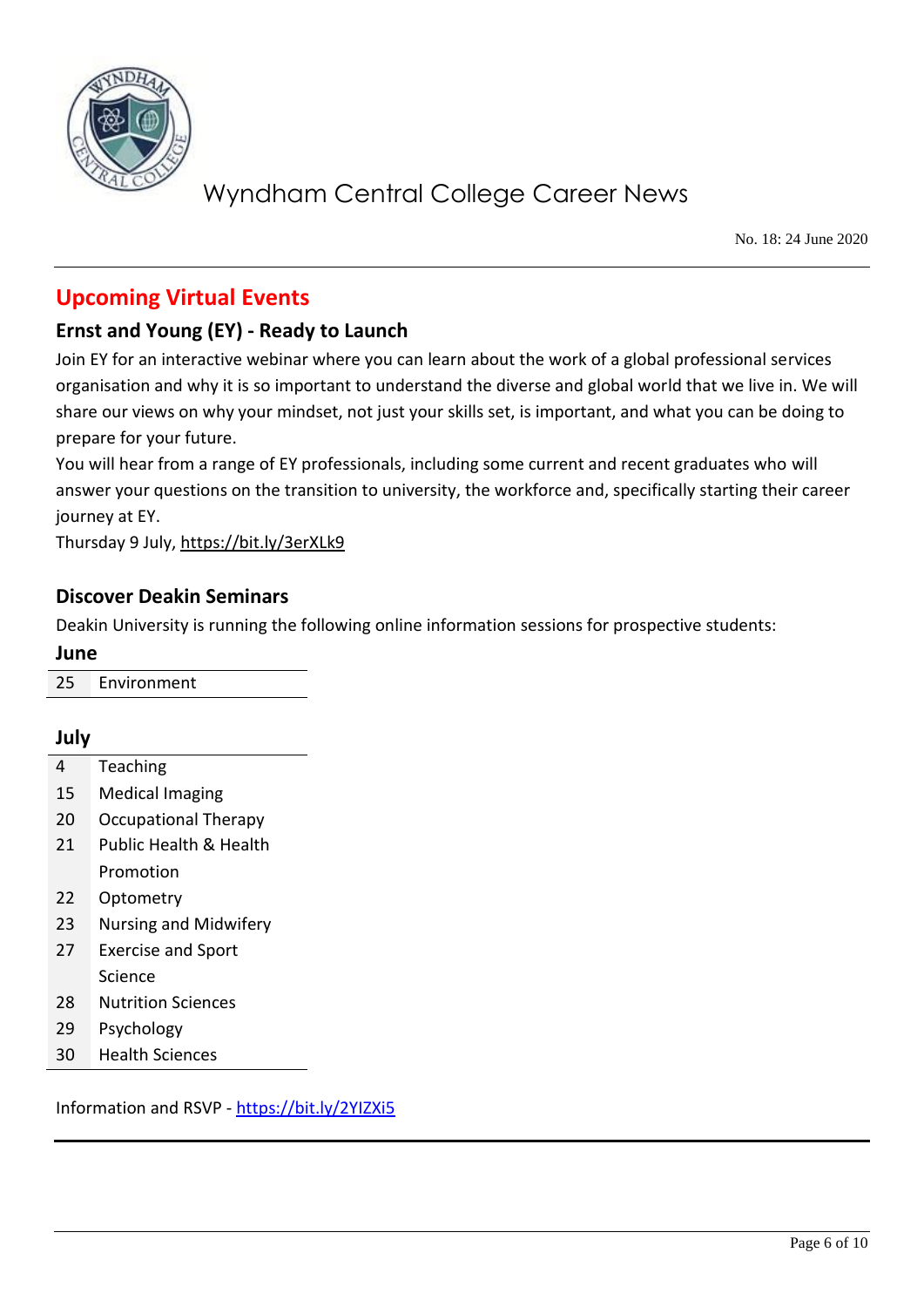## Upcoming Virtual Events

### Ernst and Young (EY) - Ready to Launch

Join EY for an interactive webinar where you can learn about the work of a global professional services organisation and why it is so important to understand the diverse and global world that we live in. We will share our views on why your mindset, not just your skills set, is important, and what you can be doing to prepare for your future.

You will hear from a range of EY professionals, including some current and recent graduates who will answer your questions on the transition to university, the workforce and, specifically starting their career journey at EY.

Thursday 9 July, https://bit.ly/3erXLk9

### Discover Deakin Seminars

Deakin University is running the following online information sessions for prospective students:

**June**

| | |
|---|---|
| 25 | Environment |

**July**

| | |
|---|---|
| 4 | Teaching |
| 15 | Medical Imaging |
| 20 | Occupational Therapy |
| 21 | Public Health & Health Promotion |
| 22 | Optometry |
| 23 | Nursing and Midwifery |
| 27 | Exercise and Sport Science |
| 28 | Nutrition Sciences |
| 29 | Psychology |
| 30 | Health Sciences |

Information and RSVP - https://bit.ly/2YIZXi5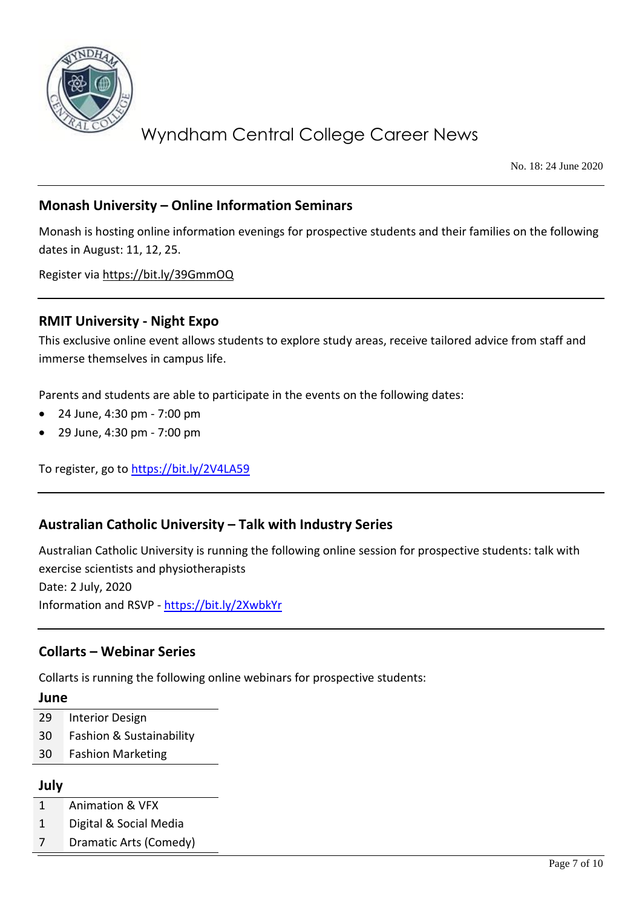## Monash University – Online Information Seminars

Monash is hosting online information evenings for prospective students and their families on the following dates in August: 11, 12, 25.

Register via https://bit.ly/39GmmOQ

## RMIT University - Night Expo

This exclusive online event allows students to explore study areas, receive tailored advice from staff and immerse themselves in campus life.

Parents and students are able to participate in the events on the following dates:

- 24 June, 4:30 pm - 7:00 pm
- 29 June, 4:30 pm - 7:00 pm

To register, go to https://bit.ly/2V4LA59

## Australian Catholic University – Talk with Industry Series

Australian Catholic University is running the following online session for prospective students: talk with exercise scientists and physiotherapists
Date: 2 July, 2020
Information and RSVP - https://bit.ly/2XwbkYr

## Collarts – Webinar Series

Collarts is running the following online webinars for prospective students:

**June**

| | |
|---|---|
| 29 | Interior Design |
| 30 | Fashion & Sustainability |
| 30 | Fashion Marketing |

**July**

| | |
|---|---|
| 1 | Animation & VFX |
| 1 | Digital & Social Media |
| 7 | Dramatic Arts (Comedy) |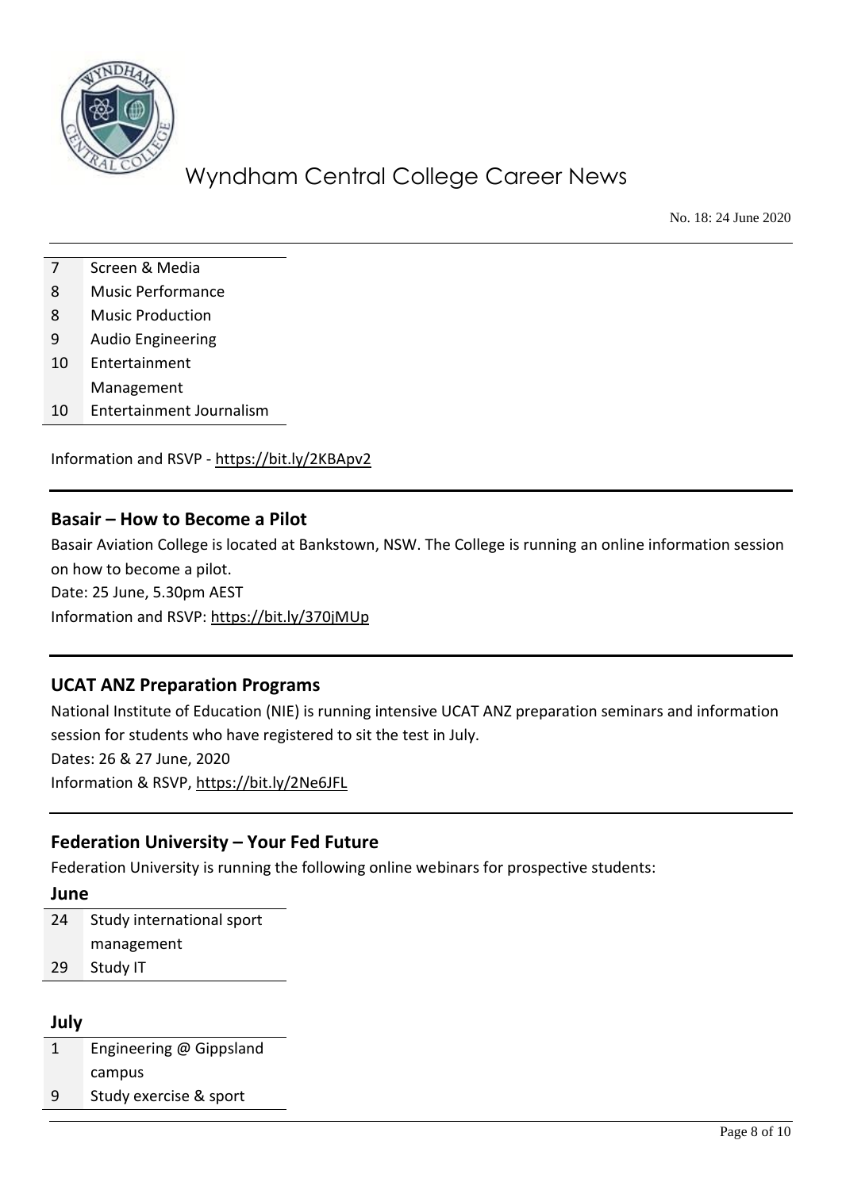| | |
|---|---|
| 7 | Screen & Media |
| 8 | Music Performance |
| 8 | Music Production |
| 9 | Audio Engineering |
| 10 | Entertainment Management |
| 10 | Entertainment Journalism |

Information and RSVP - https://bit.ly/2KBApv2

---

## Basair – How to Become a Pilot

Basair Aviation College is located at Bankstown, NSW. The College is running an online information session on how to become a pilot.

Date: 25 June, 5.30pm AEST

Information and RSVP: https://bit.ly/370jMUp

---

## UCAT ANZ Preparation Programs

National Institute of Education (NIE) is running intensive UCAT ANZ preparation seminars and information session for students who have registered to sit the test in July.

Dates: 26 & 27 June, 2020

Information & RSVP, https://bit.ly/2Ne6JFL

---

## Federation University – Your Fed Future

Federation University is running the following online webinars for prospective students:

**June**

| | |
|---|---|
| 24 | Study international sport management |
| 29 | Study IT |

**July**

| | |
|---|---|
| 1 | Engineering @ Gippsland campus |
| 9 | Study exercise & sport |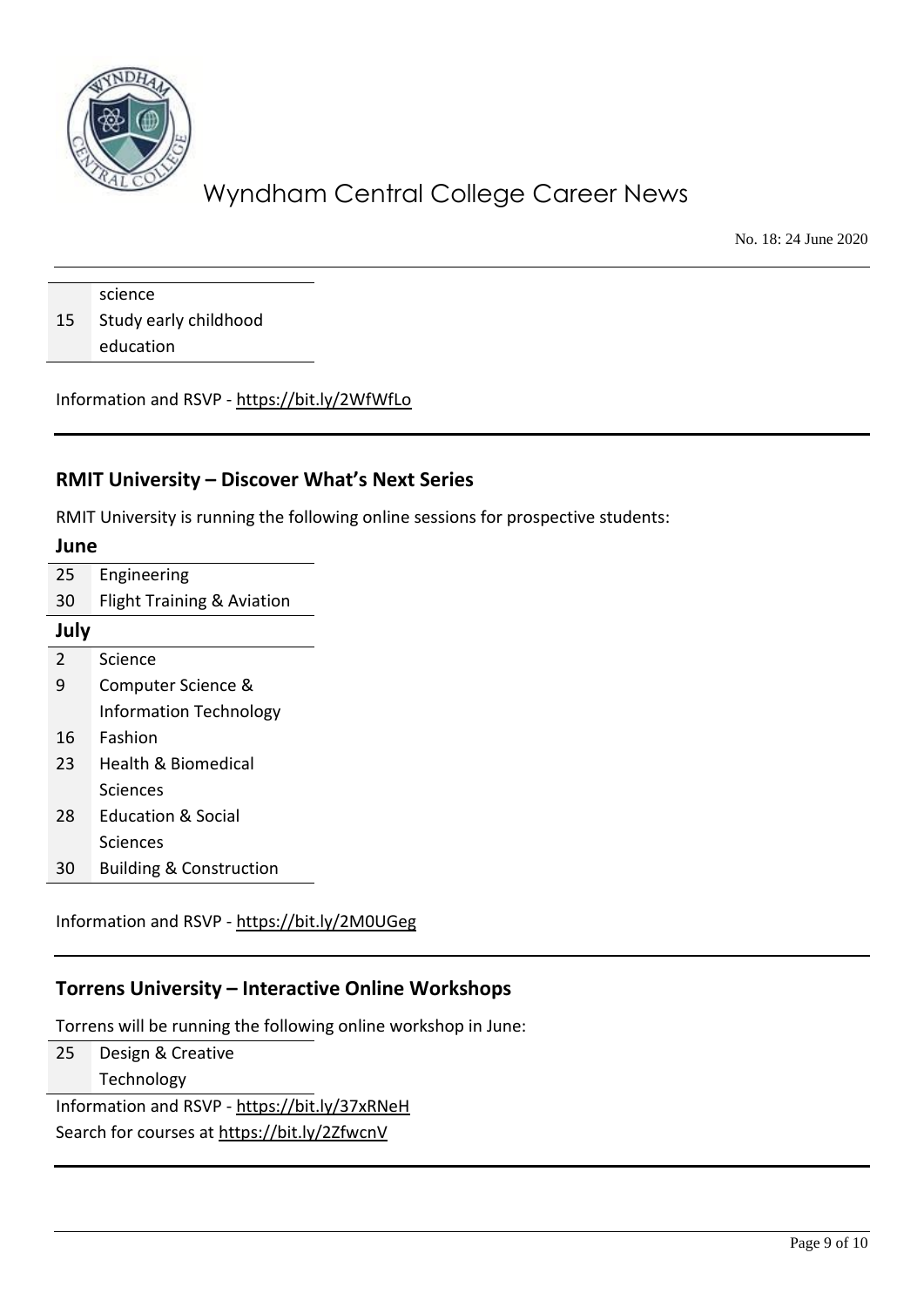| | |
|---|---|
| | science |
| 15 | Study early childhood education |

Information and RSVP - https://bit.ly/2WfWfLo

## RMIT University – Discover What's Next Series

RMIT University is running the following online sessions for prospective students:

**June**

| | |
|---|---|
| 25 | Engineering |
| 30 | Flight Training & Aviation |

**July**

| | |
|---|---|
| 2 | Science |
| 9 | Computer Science & Information Technology |
| 16 | Fashion |
| 23 | Health & Biomedical Sciences |
| 28 | Education & Social Sciences |
| 30 | Building & Construction |

Information and RSVP - https://bit.ly/2M0UGeg

## Torrens University – Interactive Online Workshops

Torrens will be running the following online workshop in June:

| | |
|---|---|
| 25 | Design & Creative Technology |

Information and RSVP - https://bit.ly/37xRNeH

Search for courses at https://bit.ly/2ZfwcnV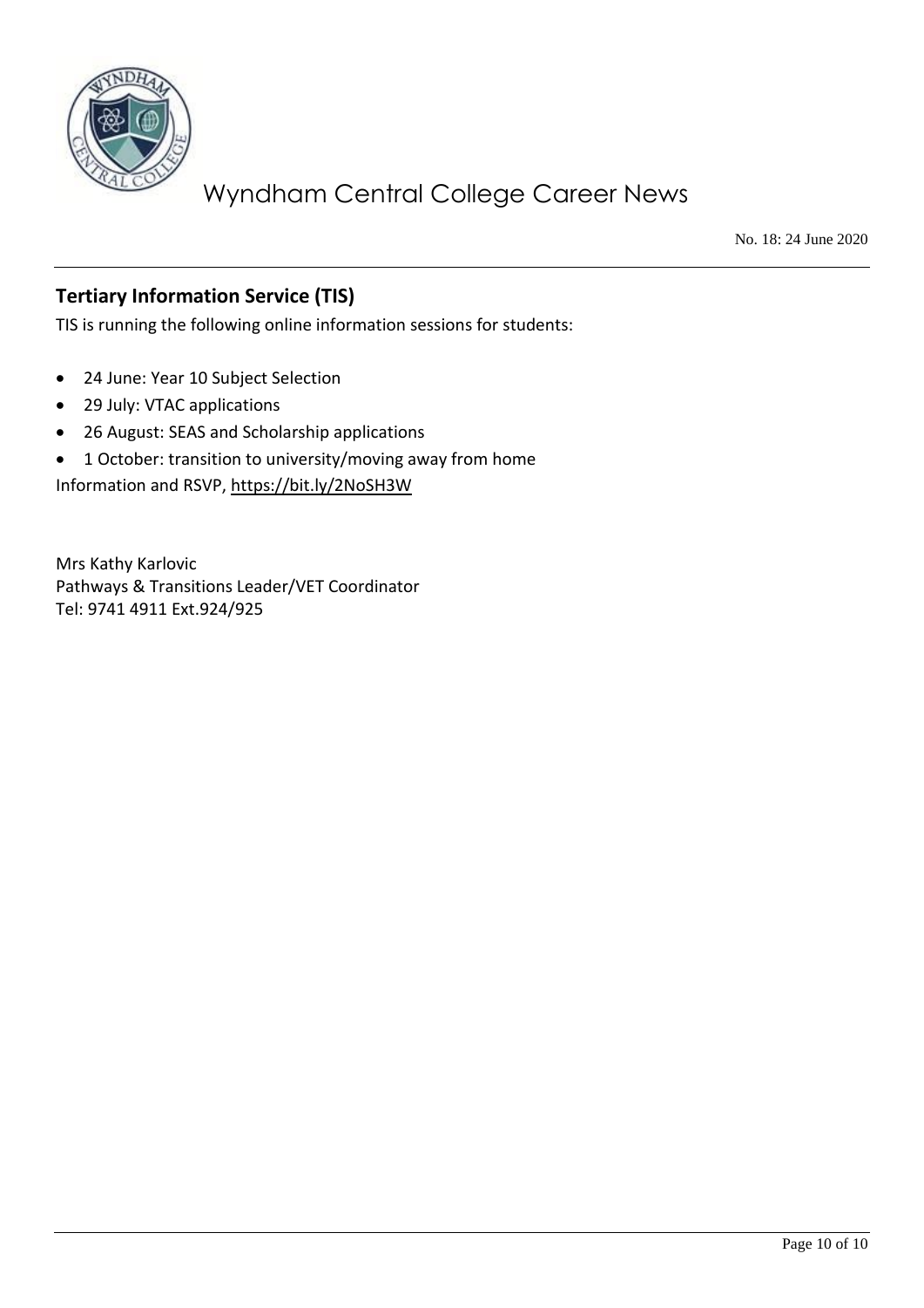## Tertiary Information Service (TIS)

TIS is running the following online information sessions for students:

- 24 June: Year 10 Subject Selection
- 29 July: VTAC applications
- 26 August: SEAS and Scholarship applications
- 1 October: transition to university/moving away from home

Information and RSVP, https://bit.ly/2NoSH3W

Mrs Kathy Karlovic
Pathways & Transitions Leader/VET Coordinator
Tel: 9741 4911 Ext.924/925